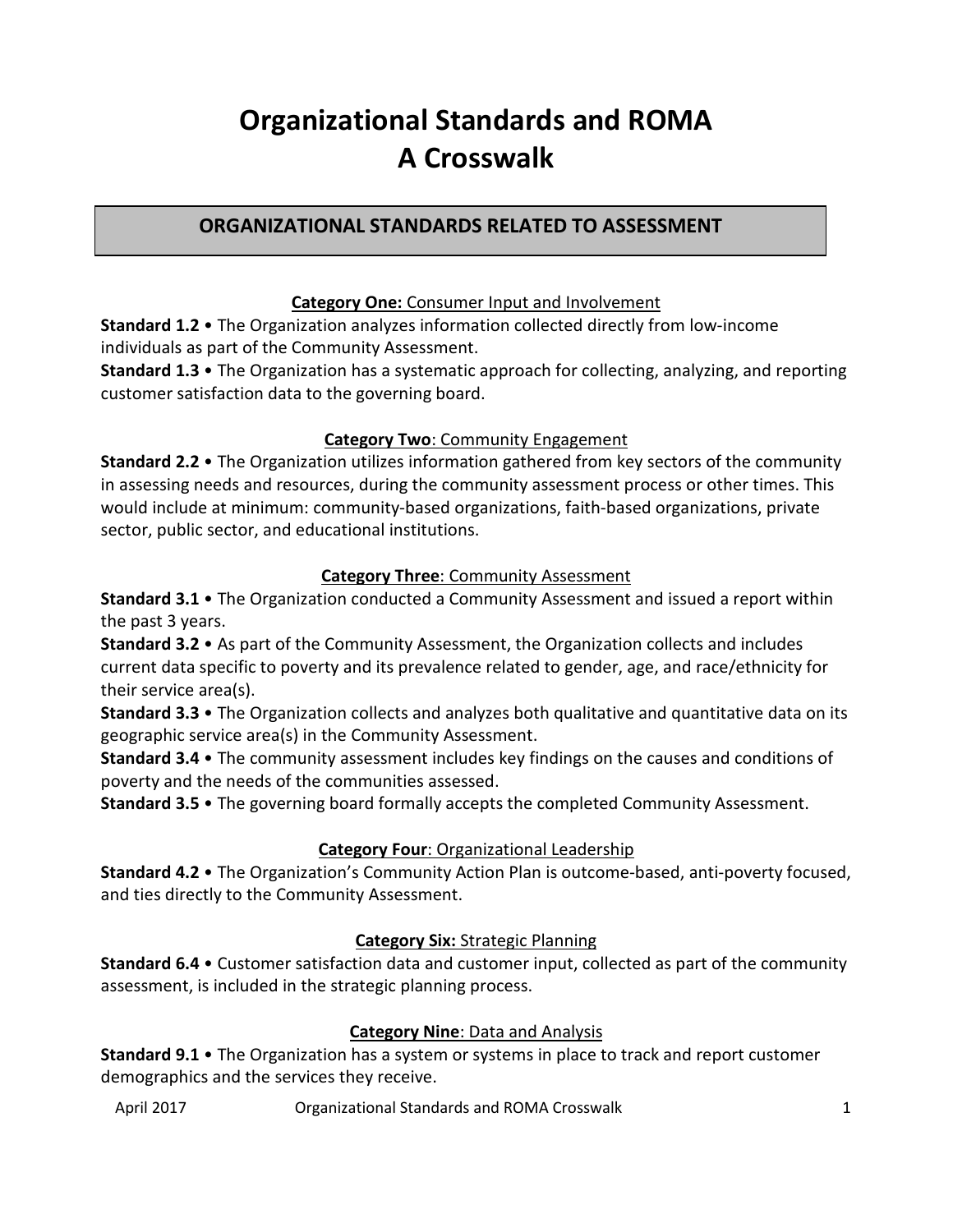# Organizational Standards and ROMA
# A Crosswalk

## ORGANIZATIONAL STANDARDS RELATED TO ASSESSMENT

### **Category One:** Consumer Input and Involvement

**Standard 1.2** • The Organization analyzes information collected directly from low-income individuals as part of the Community Assessment.

**Standard 1.3** • The Organization has a systematic approach for collecting, analyzing, and reporting customer satisfaction data to the governing board.

### **Category Two**: Community Engagement

**Standard 2.2** • The Organization utilizes information gathered from key sectors of the community in assessing needs and resources, during the community assessment process or other times. This would include at minimum: community-based organizations, faith-based organizations, private sector, public sector, and educational institutions.

### **Category Three**: Community Assessment

**Standard 3.1** • The Organization conducted a Community Assessment and issued a report within the past 3 years.

**Standard 3.2** • As part of the Community Assessment, the Organization collects and includes current data specific to poverty and its prevalence related to gender, age, and race/ethnicity for their service area(s).

**Standard 3.3** • The Organization collects and analyzes both qualitative and quantitative data on its geographic service area(s) in the Community Assessment.

**Standard 3.4** • The community assessment includes key findings on the causes and conditions of poverty and the needs of the communities assessed.

**Standard 3.5** • The governing board formally accepts the completed Community Assessment.

### **Category Four**: Organizational Leadership

**Standard 4.2** • The Organization's Community Action Plan is outcome-based, anti-poverty focused, and ties directly to the Community Assessment.

### **Category Six:** Strategic Planning

**Standard 6.4** • Customer satisfaction data and customer input, collected as part of the community assessment, is included in the strategic planning process.

### **Category Nine**: Data and Analysis

**Standard 9.1** • The Organization has a system or systems in place to track and report customer demographics and the services they receive.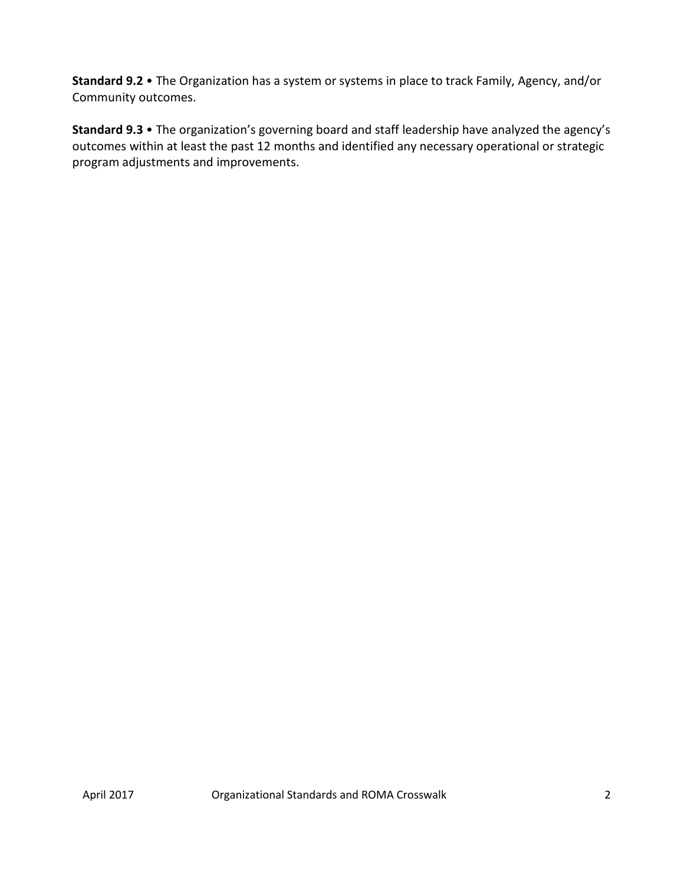**Standard 9.2** • The Organization has a system or systems in place to track Family, Agency, and/or Community outcomes.

**Standard 9.3** • The organization's governing board and staff leadership have analyzed the agency's outcomes within at least the past 12 months and identified any necessary operational or strategic program adjustments and improvements.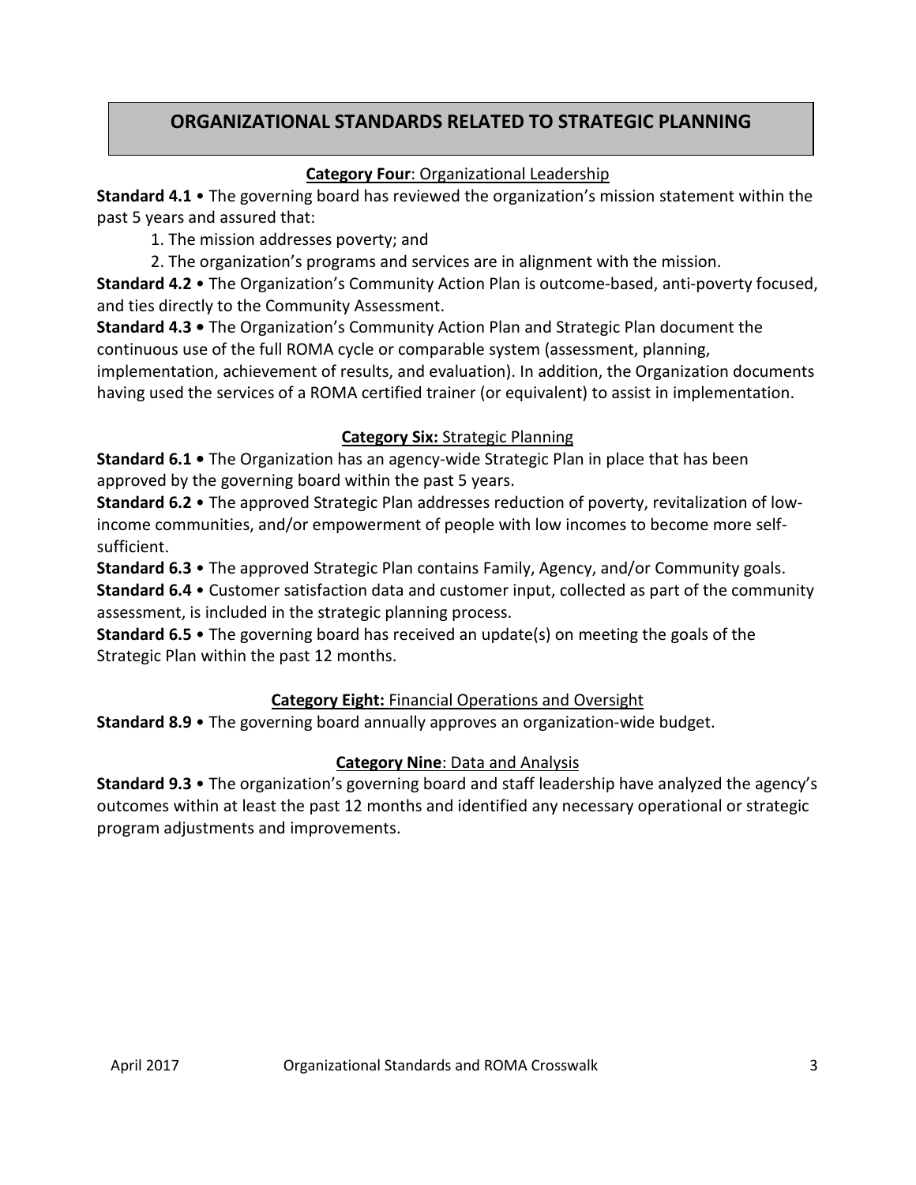## ORGANIZATIONAL STANDARDS RELATED TO STRATEGIC PLANNING

### Category Four: Organizational Leadership

**Standard 4.1** • The governing board has reviewed the organization's mission statement within the past 5 years and assured that:

1. The mission addresses poverty; and
2. The organization's programs and services are in alignment with the mission.

**Standard 4.2** • The Organization's Community Action Plan is outcome-based, anti-poverty focused, and ties directly to the Community Assessment.

**Standard 4.3 •** The Organization's Community Action Plan and Strategic Plan document the continuous use of the full ROMA cycle or comparable system (assessment, planning, implementation, achievement of results, and evaluation). In addition, the Organization documents having used the services of a ROMA certified trainer (or equivalent) to assist in implementation.

### Category Six: Strategic Planning

**Standard 6.1 •** The Organization has an agency-wide Strategic Plan in place that has been approved by the governing board within the past 5 years.

**Standard 6.2** • The approved Strategic Plan addresses reduction of poverty, revitalization of low-income communities, and/or empowerment of people with low incomes to become more self-sufficient.

**Standard 6.3** • The approved Strategic Plan contains Family, Agency, and/or Community goals.

**Standard 6.4** • Customer satisfaction data and customer input, collected as part of the community assessment, is included in the strategic planning process.

**Standard 6.5** • The governing board has received an update(s) on meeting the goals of the Strategic Plan within the past 12 months.

### Category Eight: Financial Operations and Oversight

**Standard 8.9** • The governing board annually approves an organization-wide budget.

### Category Nine: Data and Analysis

**Standard 9.3** • The organization's governing board and staff leadership have analyzed the agency's outcomes within at least the past 12 months and identified any necessary operational or strategic program adjustments and improvements.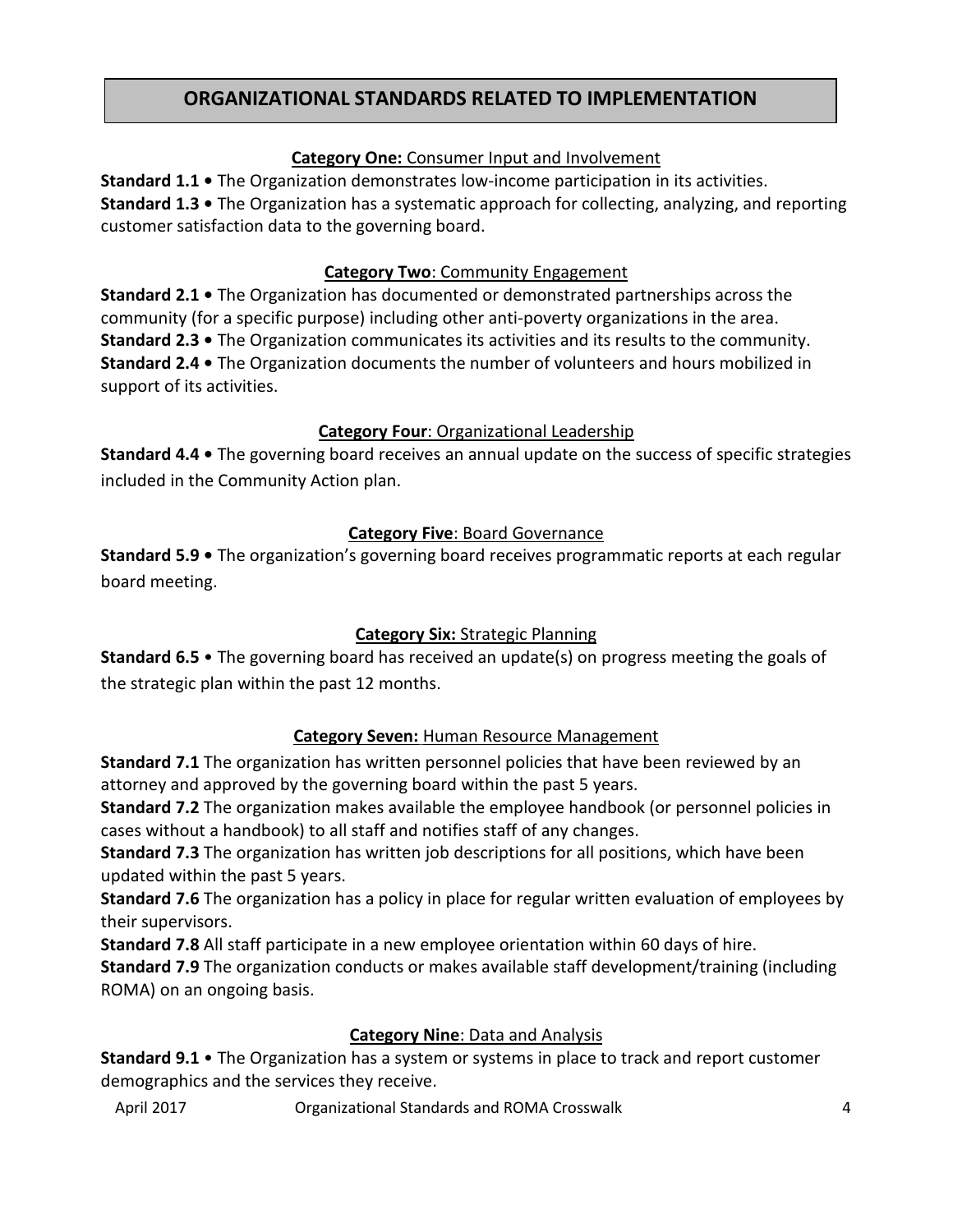# ORGANIZATIONAL STANDARDS RELATED TO IMPLEMENTATION

### **Category One:** Consumer Input and Involvement

**Standard 1.1 •** The Organization demonstrates low-income participation in its activities.
**Standard 1.3 •** The Organization has a systematic approach for collecting, analyzing, and reporting customer satisfaction data to the governing board.

### **Category Two**: Community Engagement

**Standard 2.1 •** The Organization has documented or demonstrated partnerships across the community (for a specific purpose) including other anti-poverty organizations in the area.
**Standard 2.3 •** The Organization communicates its activities and its results to the community.
**Standard 2.4 •** The Organization documents the number of volunteers and hours mobilized in support of its activities.

### **Category Four**: Organizational Leadership

**Standard 4.4 •** The governing board receives an annual update on the success of specific strategies included in the Community Action plan.

### **Category Five**: Board Governance

**Standard 5.9 •** The organization's governing board receives programmatic reports at each regular board meeting.

### **Category Six:** Strategic Planning

**Standard 6.5** • The governing board has received an update(s) on progress meeting the goals of the strategic plan within the past 12 months.

### **Category Seven:** Human Resource Management

**Standard 7.1** The organization has written personnel policies that have been reviewed by an attorney and approved by the governing board within the past 5 years.
**Standard 7.2** The organization makes available the employee handbook (or personnel policies in cases without a handbook) to all staff and notifies staff of any changes.
**Standard 7.3** The organization has written job descriptions for all positions, which have been updated within the past 5 years.
**Standard 7.6** The organization has a policy in place for regular written evaluation of employees by their supervisors.
**Standard 7.8** All staff participate in a new employee orientation within 60 days of hire.
**Standard 7.9** The organization conducts or makes available staff development/training (including ROMA) on an ongoing basis.

### **Category Nine**: Data and Analysis

**Standard 9.1** • The Organization has a system or systems in place to track and report customer demographics and the services they receive.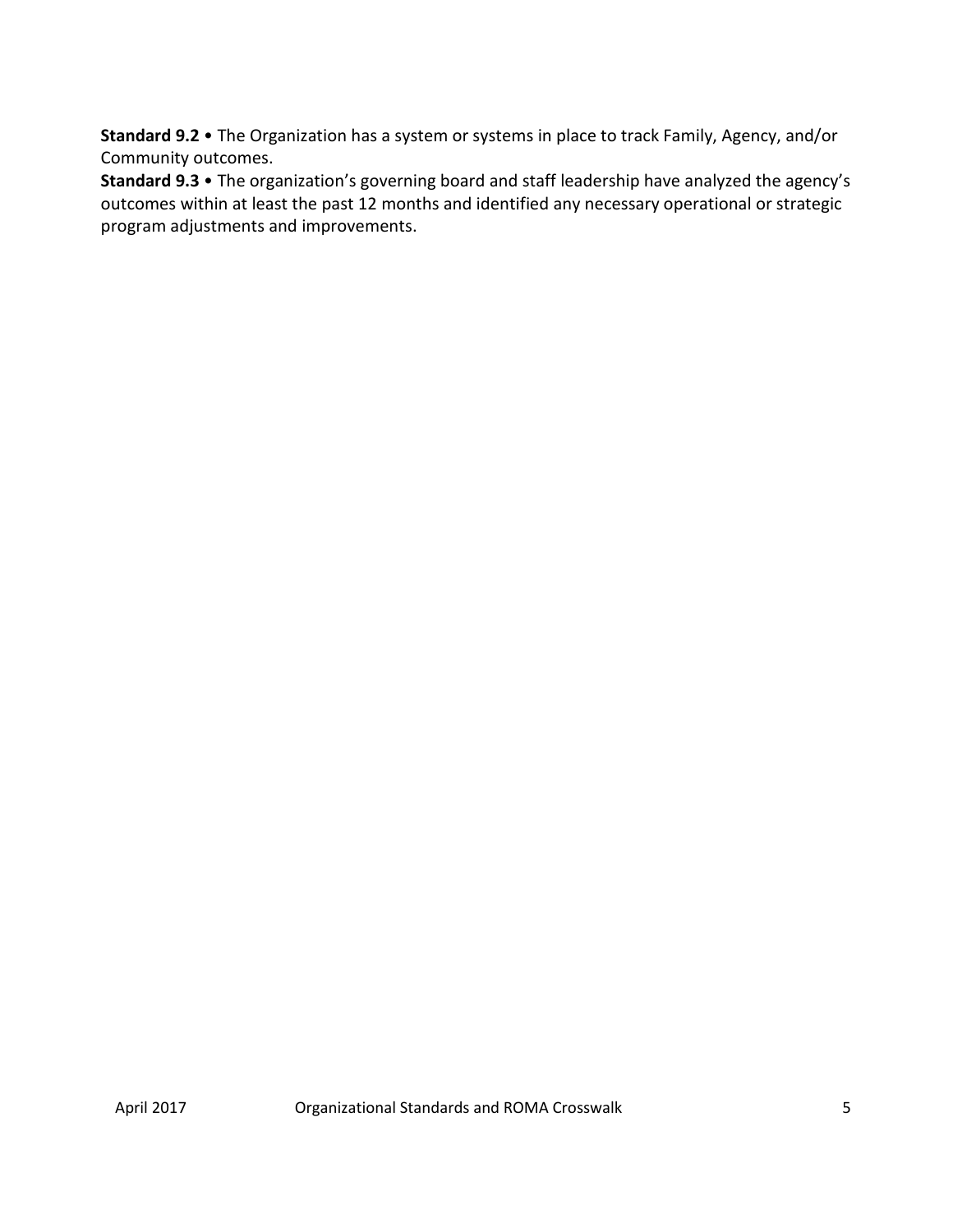**Standard 9.2** • The Organization has a system or systems in place to track Family, Agency, and/or Community outcomes.

**Standard 9.3** • The organization's governing board and staff leadership have analyzed the agency's outcomes within at least the past 12 months and identified any necessary operational or strategic program adjustments and improvements.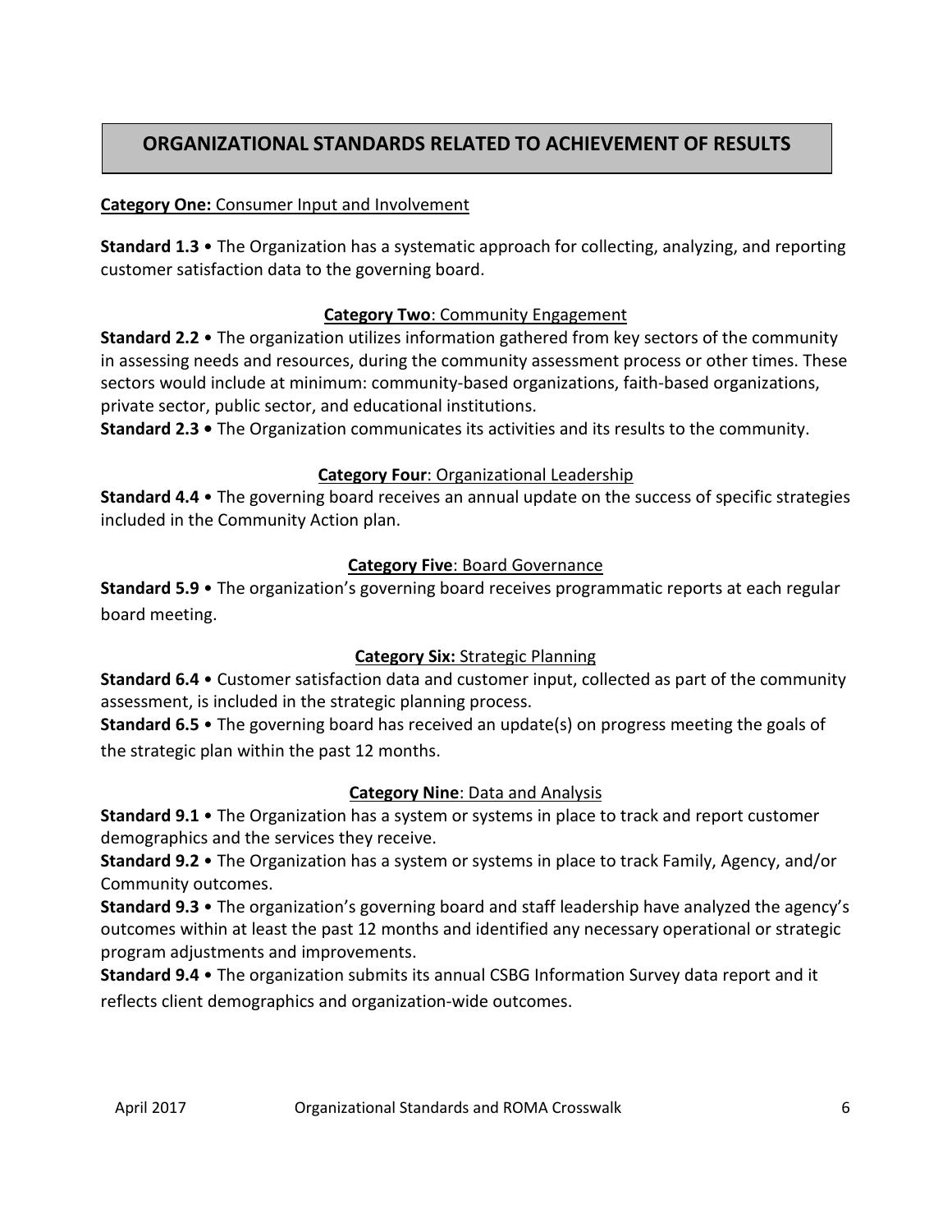## ORGANIZATIONAL STANDARDS RELATED TO ACHIEVEMENT OF RESULTS

**Category One:** Consumer Input and Involvement

**Standard 1.3** • The Organization has a systematic approach for collecting, analyzing, and reporting customer satisfaction data to the governing board.

**Category Two**: Community Engagement

**Standard 2.2** • The organization utilizes information gathered from key sectors of the community in assessing needs and resources, during the community assessment process or other times. These sectors would include at minimum: community-based organizations, faith-based organizations, private sector, public sector, and educational institutions.

**Standard 2.3 •** The Organization communicates its activities and its results to the community.

**Category Four**: Organizational Leadership

**Standard 4.4** • The governing board receives an annual update on the success of specific strategies included in the Community Action plan.

**Category Five**: Board Governance

**Standard 5.9** • The organization's governing board receives programmatic reports at each regular board meeting.

**Category Six:** Strategic Planning

**Standard 6.4** • Customer satisfaction data and customer input, collected as part of the community assessment, is included in the strategic planning process.

**Standard 6.5** • The governing board has received an update(s) on progress meeting the goals of the strategic plan within the past 12 months.

**Category Nine**: Data and Analysis

**Standard 9.1** • The Organization has a system or systems in place to track and report customer demographics and the services they receive.

**Standard 9.2** • The Organization has a system or systems in place to track Family, Agency, and/or Community outcomes.

**Standard 9.3** • The organization's governing board and staff leadership have analyzed the agency's outcomes within at least the past 12 months and identified any necessary operational or strategic program adjustments and improvements.

**Standard 9.4** • The organization submits its annual CSBG Information Survey data report and it reflects client demographics and organization-wide outcomes.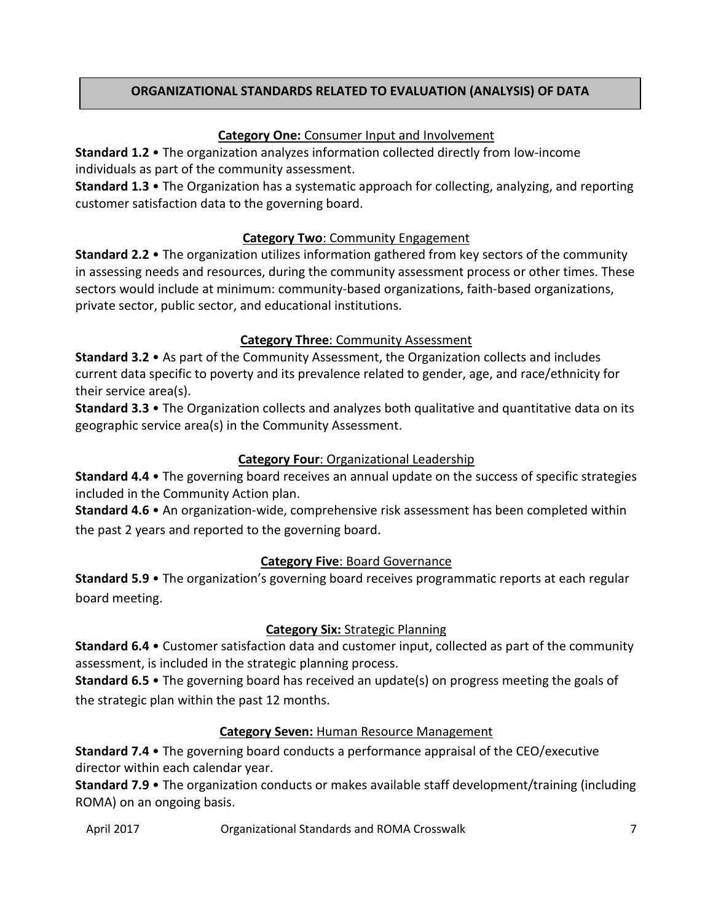## ORGANIZATIONAL STANDARDS RELATED TO EVALUATION (ANALYSIS) OF DATA

### **Category One:** Consumer Input and Involvement

**Standard 1.2** • The organization analyzes information collected directly from low-income individuals as part of the community assessment.

**Standard 1.3** • The Organization has a systematic approach for collecting, analyzing, and reporting customer satisfaction data to the governing board.

### **Category Two**: Community Engagement

**Standard 2.2** • The organization utilizes information gathered from key sectors of the community in assessing needs and resources, during the community assessment process or other times. These sectors would include at minimum: community-based organizations, faith-based organizations, private sector, public sector, and educational institutions.

### **Category Three**: Community Assessment

**Standard 3.2** • As part of the Community Assessment, the Organization collects and includes current data specific to poverty and its prevalence related to gender, age, and race/ethnicity for their service area(s).

**Standard 3.3** • The Organization collects and analyzes both qualitative and quantitative data on its geographic service area(s) in the Community Assessment.

### **Category Four**: Organizational Leadership

**Standard 4.4** • The governing board receives an annual update on the success of specific strategies included in the Community Action plan.

**Standard 4.6** • An organization-wide, comprehensive risk assessment has been completed within the past 2 years and reported to the governing board.

### **Category Five**: Board Governance

**Standard 5.9** • The organization's governing board receives programmatic reports at each regular board meeting.

### **Category Six:** Strategic Planning

**Standard 6.4** • Customer satisfaction data and customer input, collected as part of the community assessment, is included in the strategic planning process.

**Standard 6.5** • The governing board has received an update(s) on progress meeting the goals of the strategic plan within the past 12 months.

### **Category Seven:** Human Resource Management

**Standard 7.4** • The governing board conducts a performance appraisal of the CEO/executive director within each calendar year.

**Standard 7.9** • The organization conducts or makes available staff development/training (including ROMA) on an ongoing basis.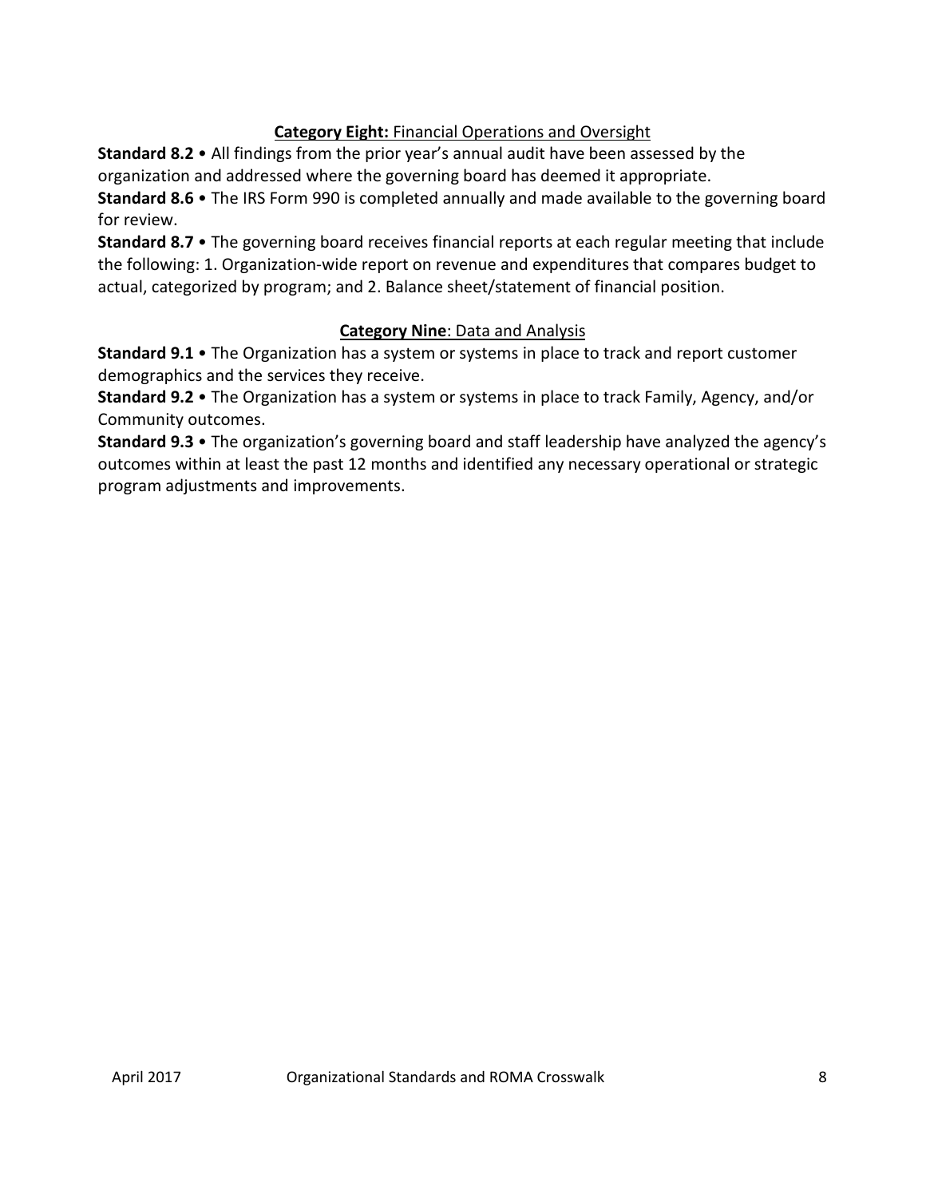**Category Eight:** Financial Operations and Oversight

**Standard 8.2** • All findings from the prior year's annual audit have been assessed by the organization and addressed where the governing board has deemed it appropriate.

**Standard 8.6** • The IRS Form 990 is completed annually and made available to the governing board for review.

**Standard 8.7** • The governing board receives financial reports at each regular meeting that include the following: 1. Organization-wide report on revenue and expenditures that compares budget to actual, categorized by program; and 2. Balance sheet/statement of financial position.

**Category Nine**: Data and Analysis

**Standard 9.1** • The Organization has a system or systems in place to track and report customer demographics and the services they receive.

**Standard 9.2** • The Organization has a system or systems in place to track Family, Agency, and/or Community outcomes.

**Standard 9.3** • The organization's governing board and staff leadership have analyzed the agency's outcomes within at least the past 12 months and identified any necessary operational or strategic program adjustments and improvements.